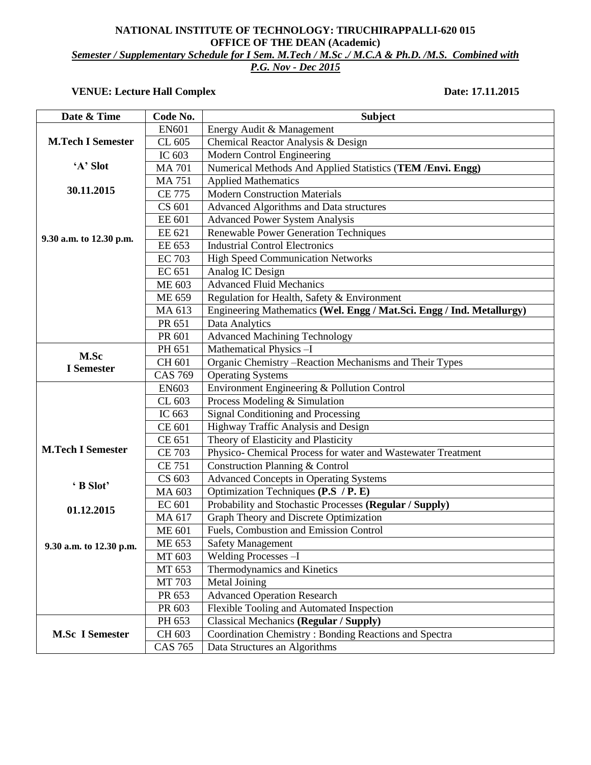**NATIONAL INSTITUTE OF TECHNOLOGY: TIRUCHIRAPPALLI-620 015**

**OFFICE OF THE DEAN (Academic)**

***Semester / Supplementary Schedule for I Sem. M.Tech / M.Sc ./ M.C.A & Ph.D. /M.S. Combined with P.G. Nov - Dec 2015***

**VENUE: Lecture Hall Complex** **Date: 17.11.2015**

| Date & Time | Code No. | Subject |
|---|---|---|
| **M.Tech I Semester** **'A' Slot** **30.11.2015** **9.30 a.m. to 12.30 p.m.** | EN601 | Energy Audit & Management |
| | CL 605 | Chemical Reactor Analysis & Design |
| | IC 603 | Modern Control Engineering |
| | MA 701 | Numerical Methods And Applied Statistics (**TEM /Envi. Engg)** |
| | MA 751 | Applied Mathematics |
| | CE 775 | Modern Construction Materials |
| | CS 601 | Advanced Algorithms and Data structures |
| | EE 601 | Advanced Power System Analysis |
| | EE 621 | Renewable Power Generation Techniques |
| | EE 653 | Industrial Control Electronics |
| | EC 703 | High Speed Communication Networks |
| | EC 651 | Analog IC Design |
| | ME 603 | Advanced Fluid Mechanics |
| | ME 659 | Regulation for Health, Safety & Environment |
| | MA 613 | Engineering Mathematics **(Wel. Engg / Mat.Sci. Engg / Ind. Metallurgy)** |
| | PR 651 | Data Analytics |
| | PR 601 | Advanced Machining Technology |
| **M.Sc I Semester** | PH 651 | Mathematical Physics –I |
| | CH 601 | Organic Chemistry –Reaction Mechanisms and Their Types |
| | CAS 769 | Operating Systems |
| **M.Tech I Semester** **' B Slot'** **01.12.2015** **9.30 a.m. to 12.30 p.m.** | EN603 | Environment Engineering & Pollution Control |
| | CL 603 | Process Modeling & Simulation |
| | IC 663 | Signal Conditioning and Processing |
| | CE 601 | Highway Traffic Analysis and Design |
| | CE 651 | Theory of Elasticity and Plasticity |
| | CE 703 | Physico- Chemical Process for water and Wastewater Treatment |
| | CE 751 | Construction Planning & Control |
| | CS 603 | Advanced Concepts in Operating Systems |
| | MA 603 | Optimization Techniques **(P.S / P. E)** |
| | EC 601 | Probability and Stochastic Processes **(Regular / Supply)** |
| | MA 617 | Graph Theory and Discrete Optimization |
| | ME 601 | Fuels, Combustion and Emission Control |
| | ME 653 | Safety Management |
| | MT 603 | Welding Processes –I |
| | MT 653 | Thermodynamics and Kinetics |
| | MT 703 | Metal Joining |
| | PR 653 | Advanced Operation Research |
| | PR 603 | Flexible Tooling and Automated Inspection |
| **M.Sc I Semester** | PH 653 | Classical Mechanics **(Regular / Supply)** |
| | CH 603 | Coordination Chemistry : Bonding Reactions and Spectra |
| | CAS 765 | Data Structures an Algorithms |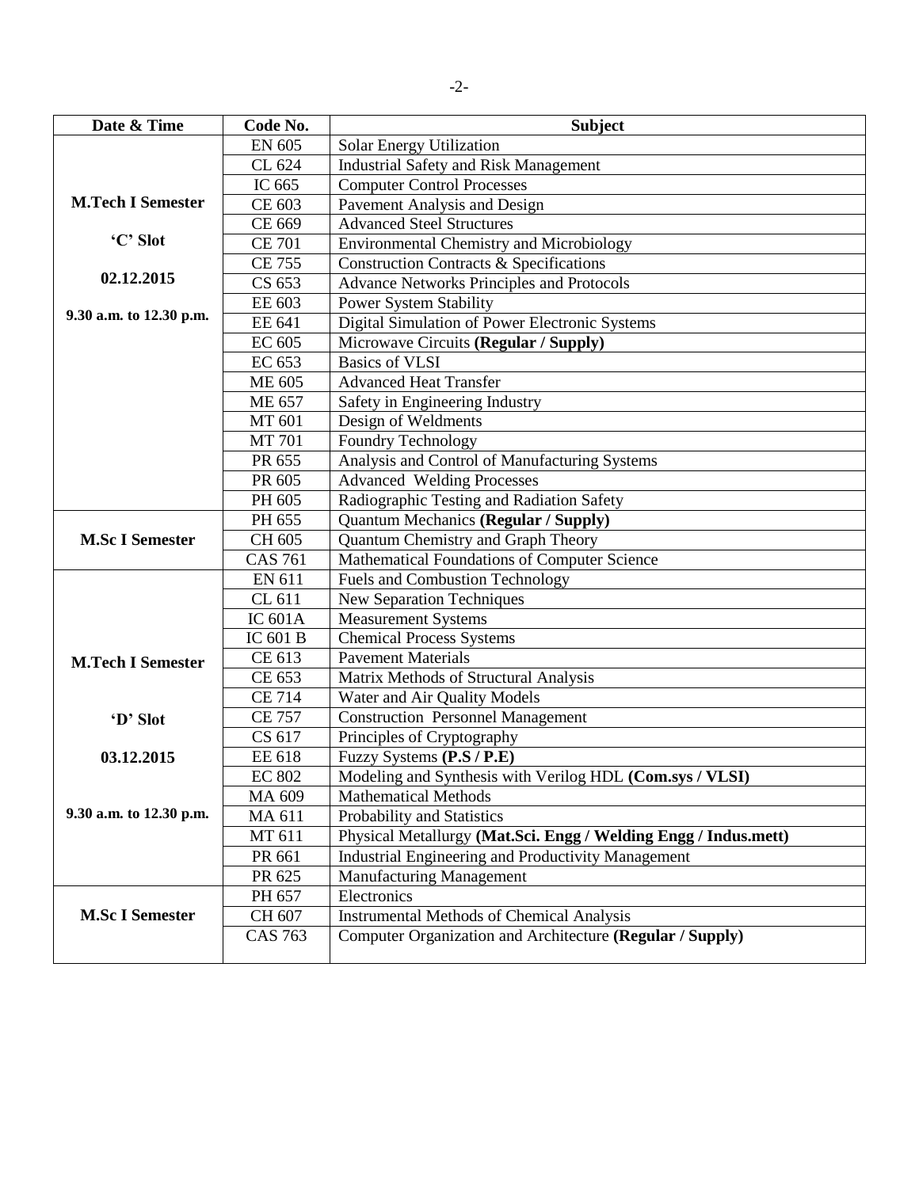| Date & Time | Code No. | Subject |
|---|---|---|
| **M.Tech I Semester**<br>**'C' Slot**<br>**02.12.2015**<br>**9.30 a.m. to 12.30 p.m.** | EN 605 | Solar Energy Utilization |
| | CL 624 | Industrial Safety and Risk Management |
| | IC 665 | Computer Control Processes |
| | CE 603 | Pavement Analysis and Design |
| | CE 669 | Advanced Steel Structures |
| | CE 701 | Environmental Chemistry and Microbiology |
| | CE 755 | Construction Contracts & Specifications |
| | CS 653 | Advance Networks Principles and Protocols |
| | EE 603 | Power System Stability |
| | EE 641 | Digital Simulation of Power Electronic Systems |
| | EC 605 | Microwave Circuits **(Regular / Supply)** |
| | EC 653 | Basics of VLSI |
| | ME 605 | Advanced Heat Transfer |
| | ME 657 | Safety in Engineering Industry |
| | MT 601 | Design of Weldments |
| | MT 701 | Foundry Technology |
| | PR 655 | Analysis and Control of Manufacturing Systems |
| | PR 605 | Advanced Welding Processes |
| | PH 605 | Radiographic Testing and Radiation Safety |
| **M.Sc I Semester** | PH 655 | Quantum Mechanics **(Regular / Supply)** |
| | CH 605 | Quantum Chemistry and Graph Theory |
| | CAS 761 | Mathematical Foundations of Computer Science |
| **M.Tech I Semester**<br>**'D' Slot**<br>**03.12.2015**<br>**9.30 a.m. to 12.30 p.m.** | EN 611 | Fuels and Combustion Technology |
| | CL 611 | New Separation Techniques |
| | IC 601A | Measurement Systems |
| | IC 601 B | Chemical Process Systems |
| | CE 613 | Pavement Materials |
| | CE 653 | Matrix Methods of Structural Analysis |
| | CE 714 | Water and Air Quality Models |
| | CE 757 | Construction Personnel Management |
| | CS 617 | Principles of Cryptography |
| | EE 618 | Fuzzy Systems **(P.S / P.E)** |
| | EC 802 | Modeling and Synthesis with Verilog HDL **(Com.sys / VLSI)** |
| | MA 609 | Mathematical Methods |
| | MA 611 | Probability and Statistics |
| | MT 611 | Physical Metallurgy **(Mat.Sci. Engg / Welding Engg / Indus.mett)** |
| | PR 661 | Industrial Engineering and Productivity Management |
| | PR 625 | Manufacturing Management |
| **M.Sc I Semester** | PH 657 | Electronics |
| | CH 607 | Instrumental Methods of Chemical Analysis |
| | CAS 763 | Computer Organization and Architecture **(Regular / Supply)** |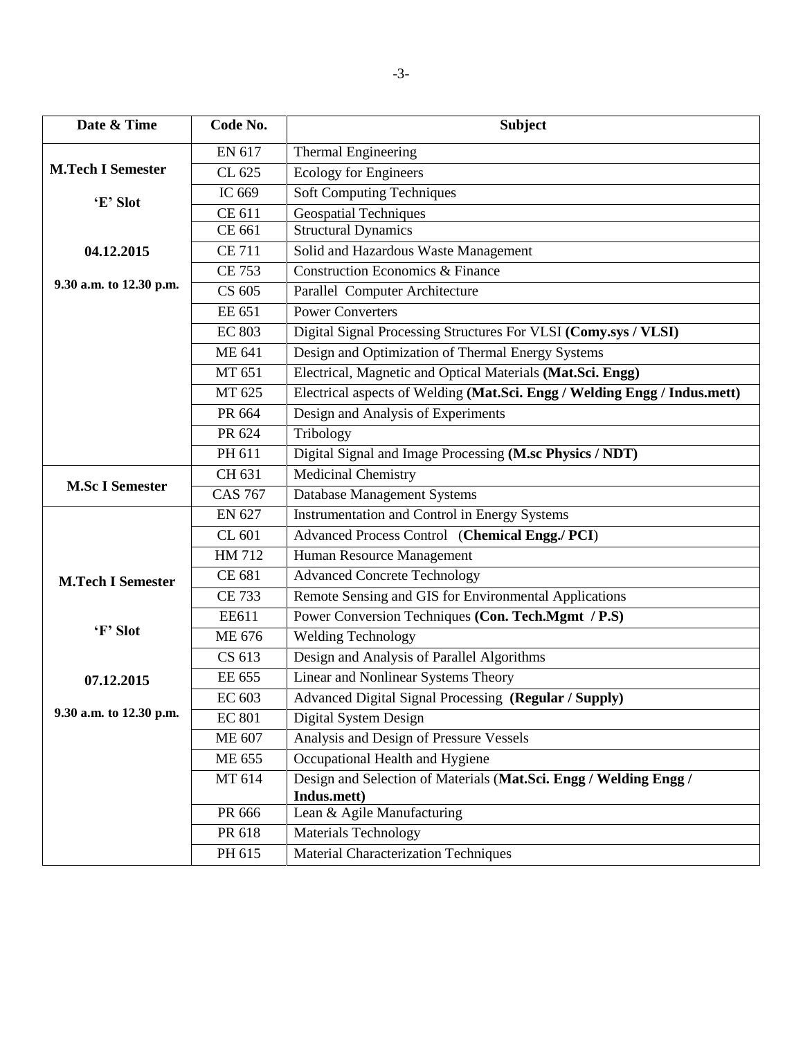| Date & Time | Code No. | Subject |
|---|---|---|
| **M.Tech I Semester** **'E' Slot** **04.12.2015** **9.30 a.m. to 12.30 p.m.** | EN 617 | Thermal Engineering |
| | CL 625 | Ecology for Engineers |
| | IC 669 | Soft Computing Techniques |
| | CE 611 | Geospatial Techniques |
| | CE 661 | Structural Dynamics |
| | CE 711 | Solid and Hazardous Waste Management |
| | CE 753 | Construction Economics & Finance |
| | CS 605 | Parallel Computer Architecture |
| | EE 651 | Power Converters |
| | EC 803 | Digital Signal Processing Structures For VLSI **(Comy.sys / VLSI)** |
| | ME 641 | Design and Optimization of Thermal Energy Systems |
| | MT 651 | Electrical, Magnetic and Optical Materials **(Mat.Sci. Engg)** |
| | MT 625 | Electrical aspects of Welding **(Mat.Sci. Engg / Welding Engg / Indus.mett)** |
| | PR 664 | Design and Analysis of Experiments |
| | PR 624 | Tribology |
| | PH 611 | Digital Signal and Image Processing **(M.sc Physics / NDT)** |
| **M.Sc I Semester** | CH 631 | Medicinal Chemistry |
| | CAS 767 | Database Management Systems |
| **M.Tech I Semester** **'F' Slot** **07.12.2015** **9.30 a.m. to 12.30 p.m.** | EN 627 | Instrumentation and Control in Energy Systems |
| | CL 601 | Advanced Process Control (**Chemical Engg./ PCI**) |
| | HM 712 | Human Resource Management |
| | CE 681 | Advanced Concrete Technology |
| | CE 733 | Remote Sensing and GIS for Environmental Applications |
| | EE611 | Power Conversion Techniques **(Con. Tech.Mgmt / P.S)** |
| | ME 676 | Welding Technology |
| | CS 613 | Design and Analysis of Parallel Algorithms |
| | EE 655 | Linear and Nonlinear Systems Theory |
| | EC 603 | Advanced Digital Signal Processing **(Regular / Supply)** |
| | EC 801 | Digital System Design |
| | ME 607 | Analysis and Design of Pressure Vessels |
| | ME 655 | Occupational Health and Hygiene |
| | MT 614 | Design and Selection of Materials (**Mat.Sci. Engg / Welding Engg / Indus.mett)** |
| | PR 666 | Lean & Agile Manufacturing |
| | PR 618 | Materials Technology |
| | PH 615 | Material Characterization Techniques |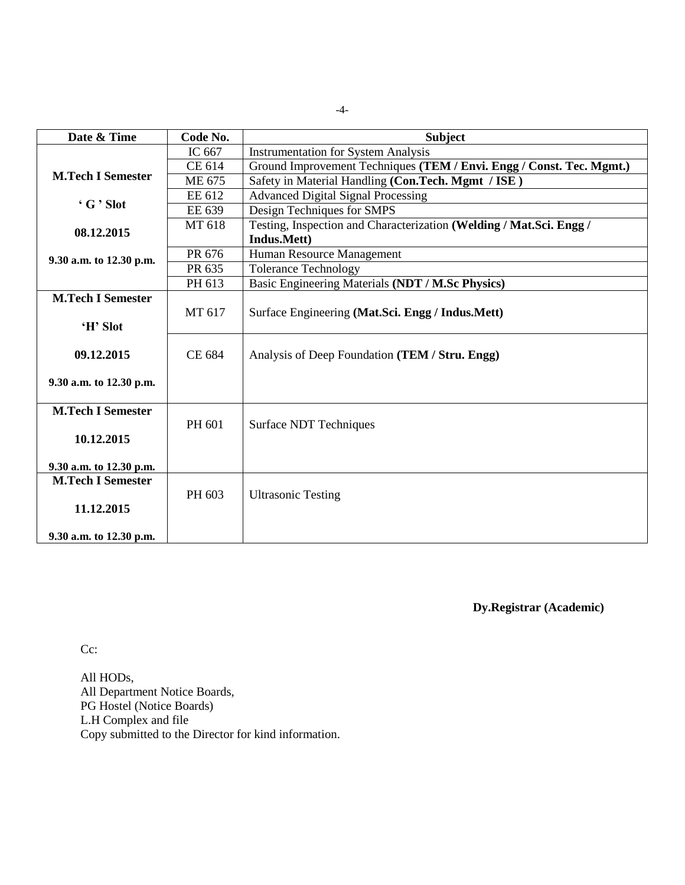| Date & Time | Code No. | Subject |
|---|---|---|
| **M.Tech I Semester** **' G ' Slot** **08.12.2015** **9.30 a.m. to 12.30 p.m.** | IC 667 | Instrumentation for System Analysis |
| | CE 614 | Ground Improvement Techniques **(TEM / Envi. Engg / Const. Tec. Mgmt.)** |
| | ME 675 | Safety in Material Handling **(Con.Tech. Mgmt / ISE )** |
| | EE 612 | Advanced Digital Signal Processing |
| | EE 639 | Design Techniques for SMPS |
| | MT 618 | Testing, Inspection and Characterization **(Welding / Mat.Sci. Engg / Indus.Mett)** |
| | PR 676 | Human Resource Management |
| | PR 635 | Tolerance Technology |
| | PH 613 | Basic Engineering Materials **(NDT / M.Sc Physics)** |
| **M.Tech I Semester** **'H' Slot** **09.12.2015** **9.30 a.m. to 12.30 p.m.** | MT 617 | Surface Engineering **(Mat.Sci. Engg / Indus.Mett)** |
| | CE 684 | Analysis of Deep Foundation **(TEM / Stru. Engg)** |
| **M.Tech I Semester** **10.12.2015** **9.30 a.m. to 12.30 p.m.** | PH 601 | Surface NDT Techniques |
| **M.Tech I Semester** **11.12.2015** **9.30 a.m. to 12.30 p.m.** | PH 603 | Ultrasonic Testing |

**Dy.Registrar (Academic)**

Cc:

All HODs,
All Department Notice Boards,
PG Hostel (Notice Boards)
L.H Complex and file
Copy submitted to the Director for kind information.